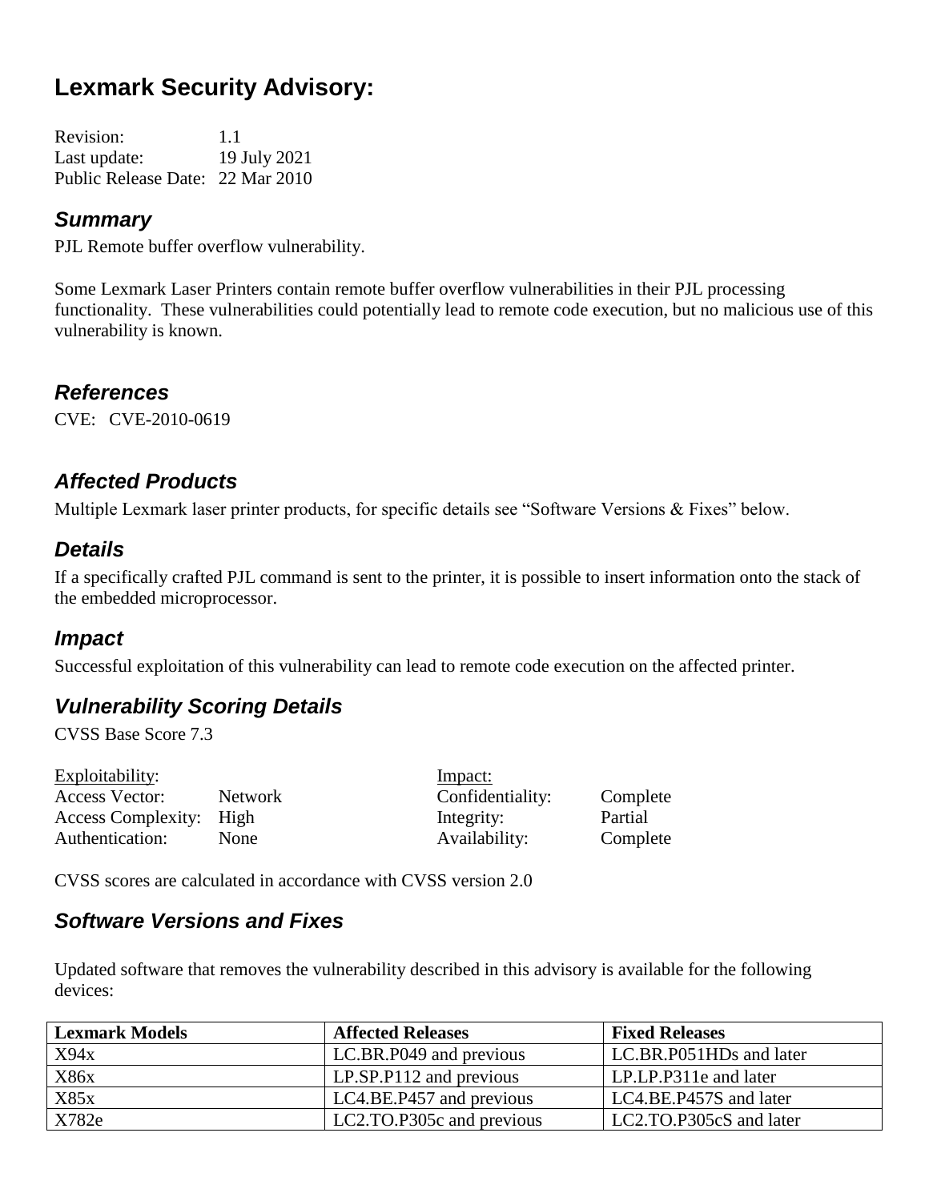# Lexmark Security Advisory:

Revision: 1.1
Last update: 19 July 2021
Public Release Date: 22 Mar 2010

## *Summary*

PJL Remote buffer overflow vulnerability.

Some Lexmark Laser Printers contain remote buffer overflow vulnerabilities in their PJL processing functionality. These vulnerabilities could potentially lead to remote code execution, but no malicious use of this vulnerability is known.

## *References*

CVE: CVE-2010-0619

## *Affected Products*

Multiple Lexmark laser printer products, for specific details see "Software Versions & Fixes" below.

## *Details*

If a specifically crafted PJL command is sent to the printer, it is possible to insert information onto the stack of the embedded microprocessor.

## *Impact*

Successful exploitation of this vulnerability can lead to remote code execution on the affected printer.

## *Vulnerability Scoring Details*

CVSS Base Score 7.3

| Exploitability: | | Impact: | |
|---|---|---|---|
| Access Vector: | Network | Confidentiality: | Complete |
| Access Complexity: | High | Integrity: | Partial |
| Authentication: | None | Availability: | Complete |

CVSS scores are calculated in accordance with CVSS version 2.0

## *Software Versions and Fixes*

Updated software that removes the vulnerability described in this advisory is available for the following devices:

| Lexmark Models | Affected Releases | Fixed Releases |
|---|---|---|
| X94x | LC.BR.P049 and previous | LC.BR.P051HDs and later |
| X86x | LP.SP.P112 and previous | LP.LP.P311e and later |
| X85x | LC4.BE.P457 and previous | LC4.BE.P457S and later |
| X782e | LC2.TO.P305c and previous | LC2.TO.P305cS and later |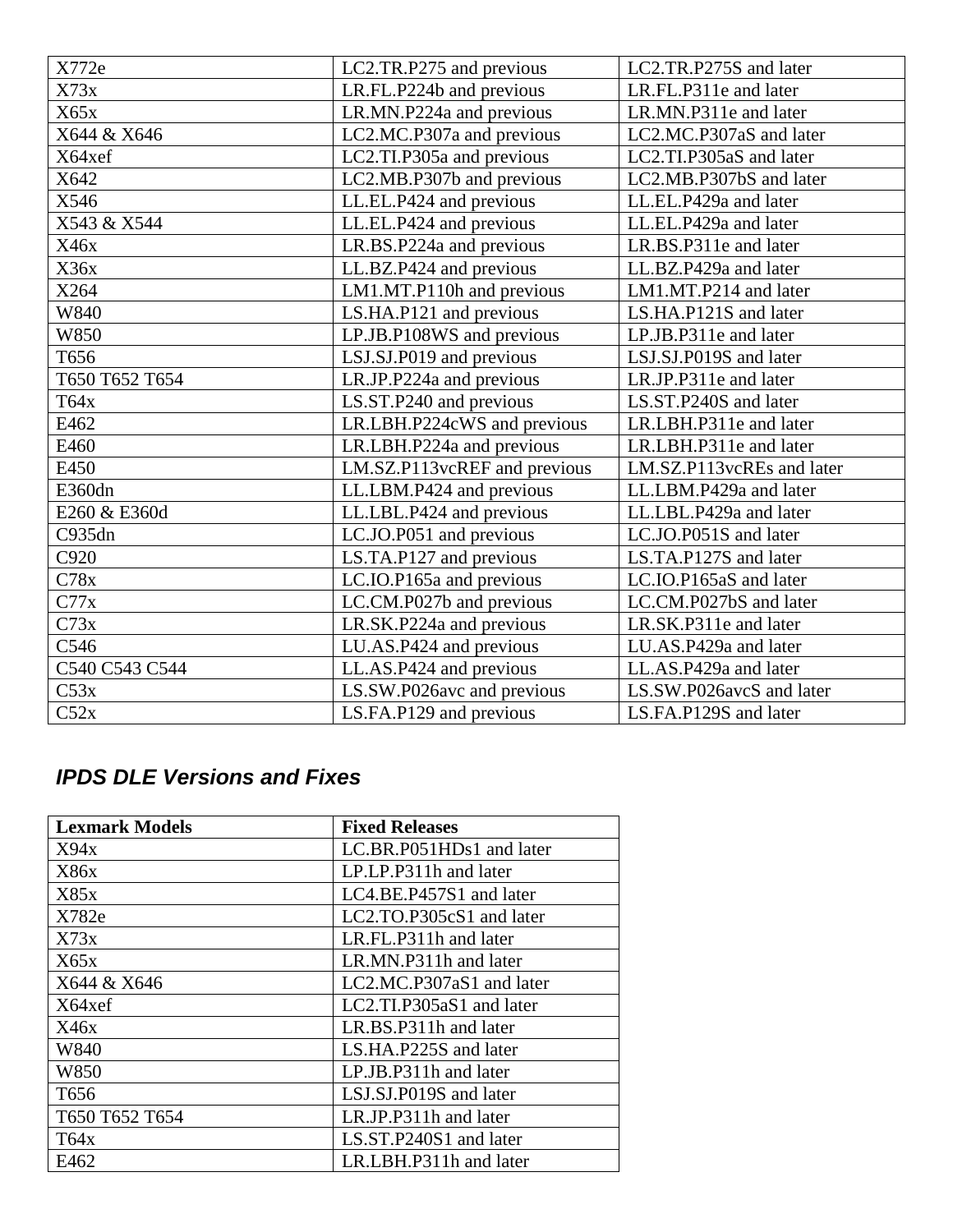| | | |
|---|---|---|
| X772e | LC2.TR.P275 and previous | LC2.TR.P275S and later |
| X73x | LR.FL.P224b and previous | LR.FL.P311e and later |
| X65x | LR.MN.P224a and previous | LR.MN.P311e and later |
| X644 & X646 | LC2.MC.P307a and previous | LC2.MC.P307aS and later |
| X64xef | LC2.TI.P305a and previous | LC2.TI.P305aS and later |
| X642 | LC2.MB.P307b and previous | LC2.MB.P307bS and later |
| X546 | LL.EL.P424 and previous | LL.EL.P429a and later |
| X543 & X544 | LL.EL.P424 and previous | LL.EL.P429a and later |
| X46x | LR.BS.P224a and previous | LR.BS.P311e and later |
| X36x | LL.BZ.P424 and previous | LL.BZ.P429a and later |
| X264 | LM1.MT.P110h and previous | LM1.MT.P214 and later |
| W840 | LS.HA.P121 and previous | LS.HA.P121S and later |
| W850 | LP.JB.P108WS and previous | LP.JB.P311e and later |
| T656 | LSJ.SJ.P019 and previous | LSJ.SJ.P019S and later |
| T650 T652 T654 | LR.JP.P224a and previous | LR.JP.P311e and later |
| T64x | LS.ST.P240 and previous | LS.ST.P240S and later |
| E462 | LR.LBH.P224cWS and previous | LR.LBH.P311e and later |
| E460 | LR.LBH.P224a and previous | LR.LBH.P311e and later |
| E450 | LM.SZ.P113vcREF and previous | LM.SZ.P113vcREs and later |
| E360dn | LL.LBM.P424 and previous | LL.LBM.P429a and later |
| E260 & E360d | LL.LBL.P424 and previous | LL.LBL.P429a and later |
| C935dn | LC.JO.P051 and previous | LC.JO.P051S and later |
| C920 | LS.TA.P127 and previous | LS.TA.P127S and later |
| C78x | LC.IO.P165a and previous | LC.IO.P165aS and later |
| C77x | LC.CM.P027b and previous | LC.CM.P027bS and later |
| C73x | LR.SK.P224a and previous | LR.SK.P311e and later |
| C546 | LU.AS.P424 and previous | LU.AS.P429a and later |
| C540 C543 C544 | LL.AS.P424 and previous | LL.AS.P429a and later |
| C53x | LS.SW.P026avc and previous | LS.SW.P026avcS and later |
| C52x | LS.FA.P129 and previous | LS.FA.P129S and later |

## *IPDS DLE Versions and Fixes*

| Lexmark Models | Fixed Releases |
|---|---|
| X94x | LC.BR.P051HDs1 and later |
| X86x | LP.LP.P311h and later |
| X85x | LC4.BE.P457S1 and later |
| X782e | LC2.TO.P305cS1 and later |
| X73x | LR.FL.P311h and later |
| X65x | LR.MN.P311h and later |
| X644 & X646 | LC2.MC.P307aS1 and later |
| X64xef | LC2.TI.P305aS1 and later |
| X46x | LR.BS.P311h and later |
| W840 | LS.HA.P225S and later |
| W850 | LP.JB.P311h and later |
| T656 | LSJ.SJ.P019S and later |
| T650 T652 T654 | LR.JP.P311h and later |
| T64x | LS.ST.P240S1 and later |
| E462 | LR.LBH.P311h and later |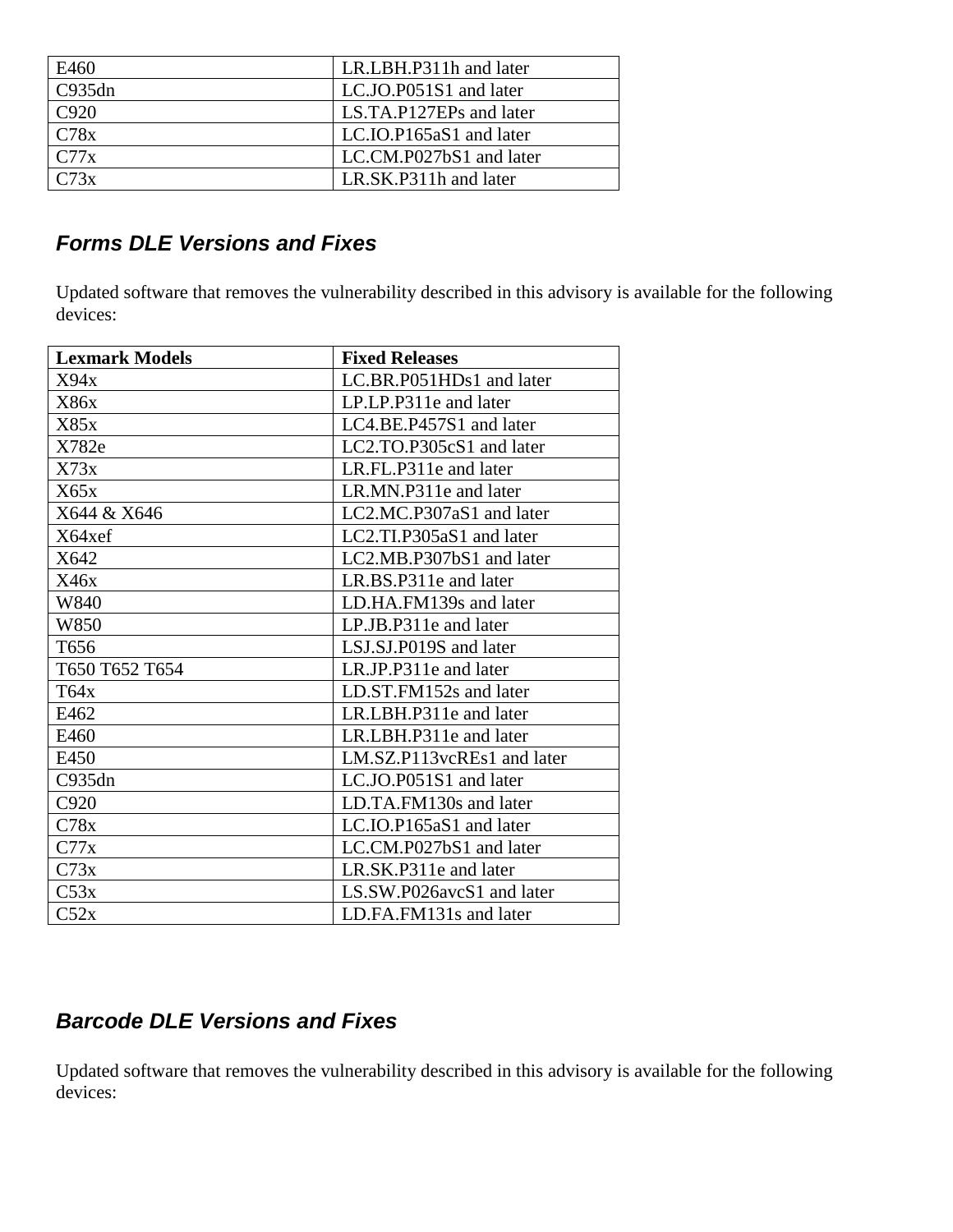| | |
|---|---|
| E460 | LR.LBH.P311h and later |
| C935dn | LC.JO.P051S1 and later |
| C920 | LS.TA.P127EPs and later |
| C78x | LC.IO.P165aS1 and later |
| C77x | LC.CM.P027bS1 and later |
| C73x | LR.SK.P311h and later |

### *Forms DLE Versions and Fixes*

Updated software that removes the vulnerability described in this advisory is available for the following devices:

| Lexmark Models | Fixed Releases |
|---|---|
| X94x | LC.BR.P051HDs1 and later |
| X86x | LP.LP.P311e and later |
| X85x | LC4.BE.P457S1 and later |
| X782e | LC2.TO.P305cS1 and later |
| X73x | LR.FL.P311e and later |
| X65x | LR.MN.P311e and later |
| X644 & X646 | LC2.MC.P307aS1 and later |
| X64xef | LC2.TI.P305aS1 and later |
| X642 | LC2.MB.P307bS1 and later |
| X46x | LR.BS.P311e and later |
| W840 | LD.HA.FM139s and later |
| W850 | LP.JB.P311e and later |
| T656 | LSJ.SJ.P019S and later |
| T650 T652 T654 | LR.JP.P311e and later |
| T64x | LD.ST.FM152s and later |
| E462 | LR.LBH.P311e and later |
| E460 | LR.LBH.P311e and later |
| E450 | LM.SZ.P113vcREs1 and later |
| C935dn | LC.JO.P051S1 and later |
| C920 | LD.TA.FM130s and later |
| C78x | LC.IO.P165aS1 and later |
| C77x | LC.CM.P027bS1 and later |
| C73x | LR.SK.P311e and later |
| C53x | LS.SW.P026avcS1 and later |
| C52x | LD.FA.FM131s and later |

### *Barcode DLE Versions and Fixes*

Updated software that removes the vulnerability described in this advisory is available for the following devices: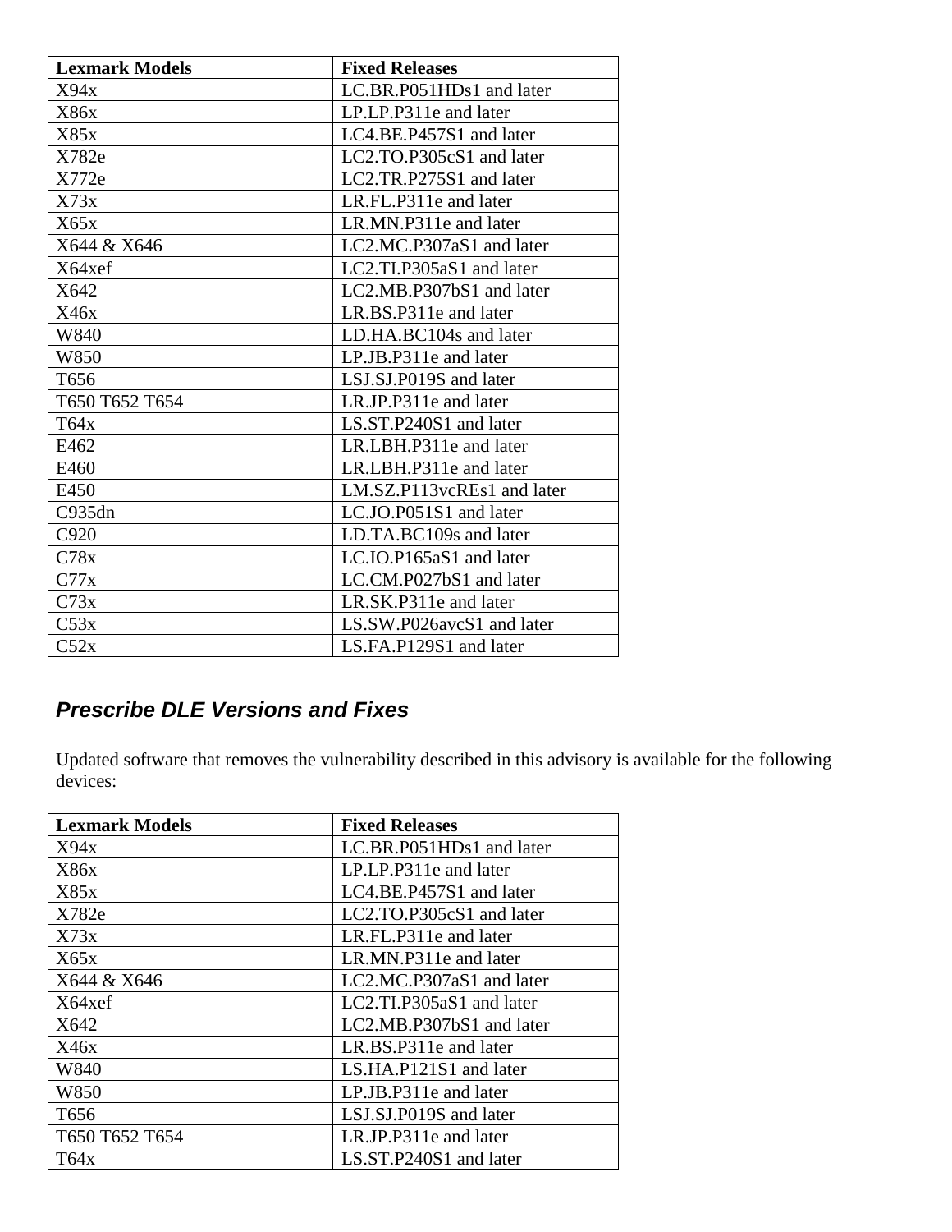| Lexmark Models | Fixed Releases |
| --- | --- |
| X94x | LC.BR.P051HDs1 and later |
| X86x | LP.LP.P311e and later |
| X85x | LC4.BE.P457S1 and later |
| X782e | LC2.TO.P305cS1 and later |
| X772e | LC2.TR.P275S1 and later |
| X73x | LR.FL.P311e and later |
| X65x | LR.MN.P311e and later |
| X644 & X646 | LC2.MC.P307aS1 and later |
| X64xef | LC2.TI.P305aS1 and later |
| X642 | LC2.MB.P307bS1 and later |
| X46x | LR.BS.P311e and later |
| W840 | LD.HA.BC104s and later |
| W850 | LP.JB.P311e and later |
| T656 | LSJ.SJ.P019S and later |
| T650 T652 T654 | LR.JP.P311e and later |
| T64x | LS.ST.P240S1 and later |
| E462 | LR.LBH.P311e and later |
| E460 | LR.LBH.P311e and later |
| E450 | LM.SZ.P113vcREs1 and later |
| C935dn | LC.JO.P051S1 and later |
| C920 | LD.TA.BC109s and later |
| C78x | LC.IO.P165aS1 and later |
| C77x | LC.CM.P027bS1 and later |
| C73x | LR.SK.P311e and later |
| C53x | LS.SW.P026avcS1 and later |
| C52x | LS.FA.P129S1 and later |

## *Prescribe DLE Versions and Fixes*

Updated software that removes the vulnerability described in this advisory is available for the following devices:

| Lexmark Models | Fixed Releases |
| --- | --- |
| X94x | LC.BR.P051HDs1 and later |
| X86x | LP.LP.P311e and later |
| X85x | LC4.BE.P457S1 and later |
| X782e | LC2.TO.P305cS1 and later |
| X73x | LR.FL.P311e and later |
| X65x | LR.MN.P311e and later |
| X644 & X646 | LC2.MC.P307aS1 and later |
| X64xef | LC2.TI.P305aS1 and later |
| X642 | LC2.MB.P307bS1 and later |
| X46x | LR.BS.P311e and later |
| W840 | LS.HA.P121S1 and later |
| W850 | LP.JB.P311e and later |
| T656 | LSJ.SJ.P019S and later |
| T650 T652 T654 | LR.JP.P311e and later |
| T64x | LS.ST.P240S1 and later |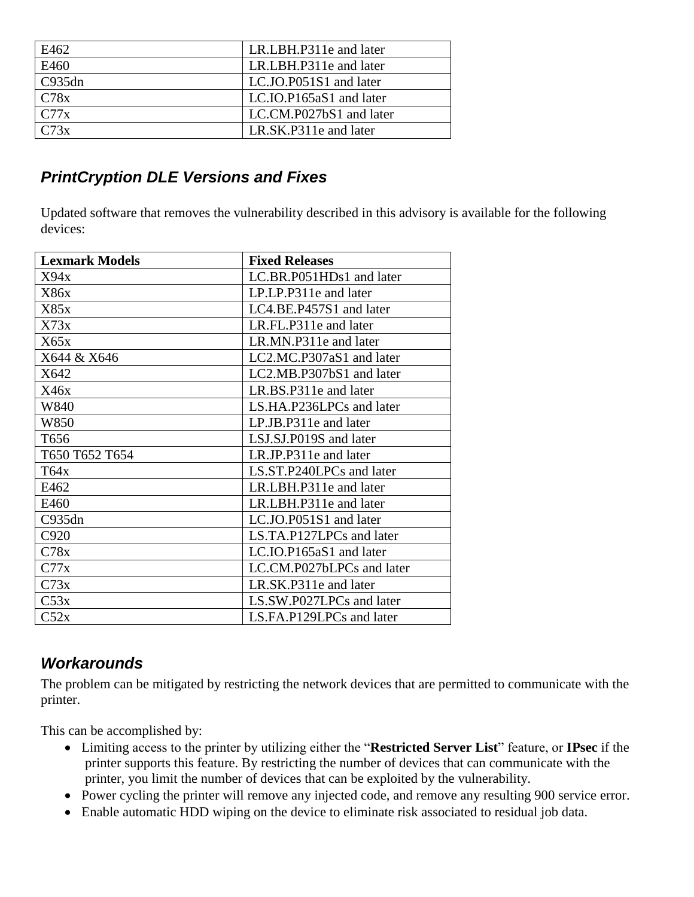| E462 | LR.LBH.P311e and later |
|---|---|
| E460 | LR.LBH.P311e and later |
| C935dn | LC.JO.P051S1 and later |
| C78x | LC.IO.P165aS1 and later |
| C77x | LC.CM.P027bS1 and later |
| C73x | LR.SK.P311e and later |

### *PrintCryption DLE Versions and Fixes*

Updated software that removes the vulnerability described in this advisory is available for the following devices:

| Lexmark Models | Fixed Releases |
|---|---|
| X94x | LC.BR.P051HDs1 and later |
| X86x | LP.LP.P311e and later |
| X85x | LC4.BE.P457S1 and later |
| X73x | LR.FL.P311e and later |
| X65x | LR.MN.P311e and later |
| X644 & X646 | LC2.MC.P307aS1 and later |
| X642 | LC2.MB.P307bS1 and later |
| X46x | LR.BS.P311e and later |
| W840 | LS.HA.P236LPCs and later |
| W850 | LP.JB.P311e and later |
| T656 | LSJ.SJ.P019S and later |
| T650 T652 T654 | LR.JP.P311e and later |
| T64x | LS.ST.P240LPCs and later |
| E462 | LR.LBH.P311e and later |
| E460 | LR.LBH.P311e and later |
| C935dn | LC.JO.P051S1 and later |
| C920 | LS.TA.P127LPCs and later |
| C78x | LC.IO.P165aS1 and later |
| C77x | LC.CM.P027bLPCs and later |
| C73x | LR.SK.P311e and later |
| C53x | LS.SW.P027LPCs and later |
| C52x | LS.FA.P129LPCs and later |

### *Workarounds*

The problem can be mitigated by restricting the network devices that are permitted to communicate with the printer.

This can be accomplished by:

- Limiting access to the printer by utilizing either the "**Restricted Server List**" feature, or **IPsec** if the printer supports this feature. By restricting the number of devices that can communicate with the printer, you limit the number of devices that can be exploited by the vulnerability.
- Power cycling the printer will remove any injected code, and remove any resulting 900 service error.
- Enable automatic HDD wiping on the device to eliminate risk associated to residual job data.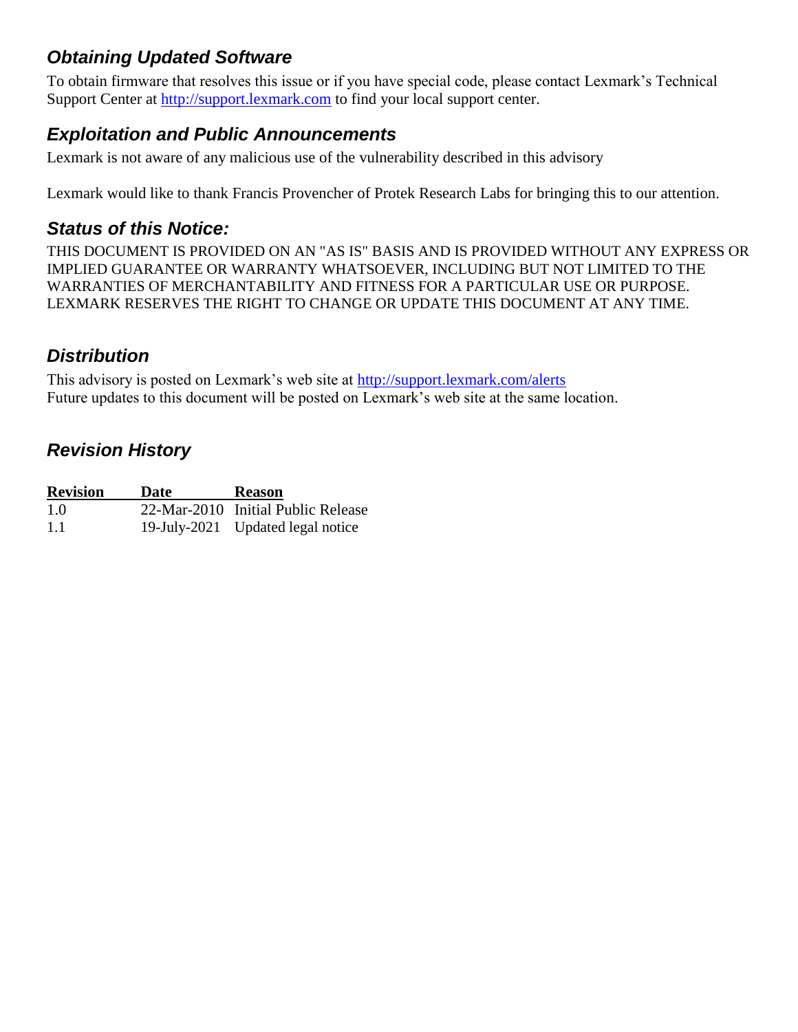## *Obtaining Updated Software*

To obtain firmware that resolves this issue or if you have special code, please contact Lexmark's Technical Support Center at [http://support.lexmark.com](http://support.lexmark.com) to find your local support center.

## *Exploitation and Public Announcements*

Lexmark is not aware of any malicious use of the vulnerability described in this advisory

Lexmark would like to thank Francis Provencher of Protek Research Labs for bringing this to our attention.

## *Status of this Notice:*

THIS DOCUMENT IS PROVIDED ON AN "AS IS" BASIS AND IS PROVIDED WITHOUT ANY EXPRESS OR IMPLIED GUARANTEE OR WARRANTY WHATSOEVER, INCLUDING BUT NOT LIMITED TO THE WARRANTIES OF MERCHANTABILITY AND FITNESS FOR A PARTICULAR USE OR PURPOSE. LEXMARK RESERVES THE RIGHT TO CHANGE OR UPDATE THIS DOCUMENT AT ANY TIME.

## *Distribution*

This advisory is posted on Lexmark's web site at [http://support.lexmark.com/alerts](http://support.lexmark.com/alerts)
Future updates to this document will be posted on Lexmark's web site at the same location.

## *Revision History*

| **Revision** | **Date** | **Reason** |
|---|---|---|
| 1.0 | 22-Mar-2010 | Initial Public Release |
| 1.1 | 19-July-2021 | Updated legal notice |